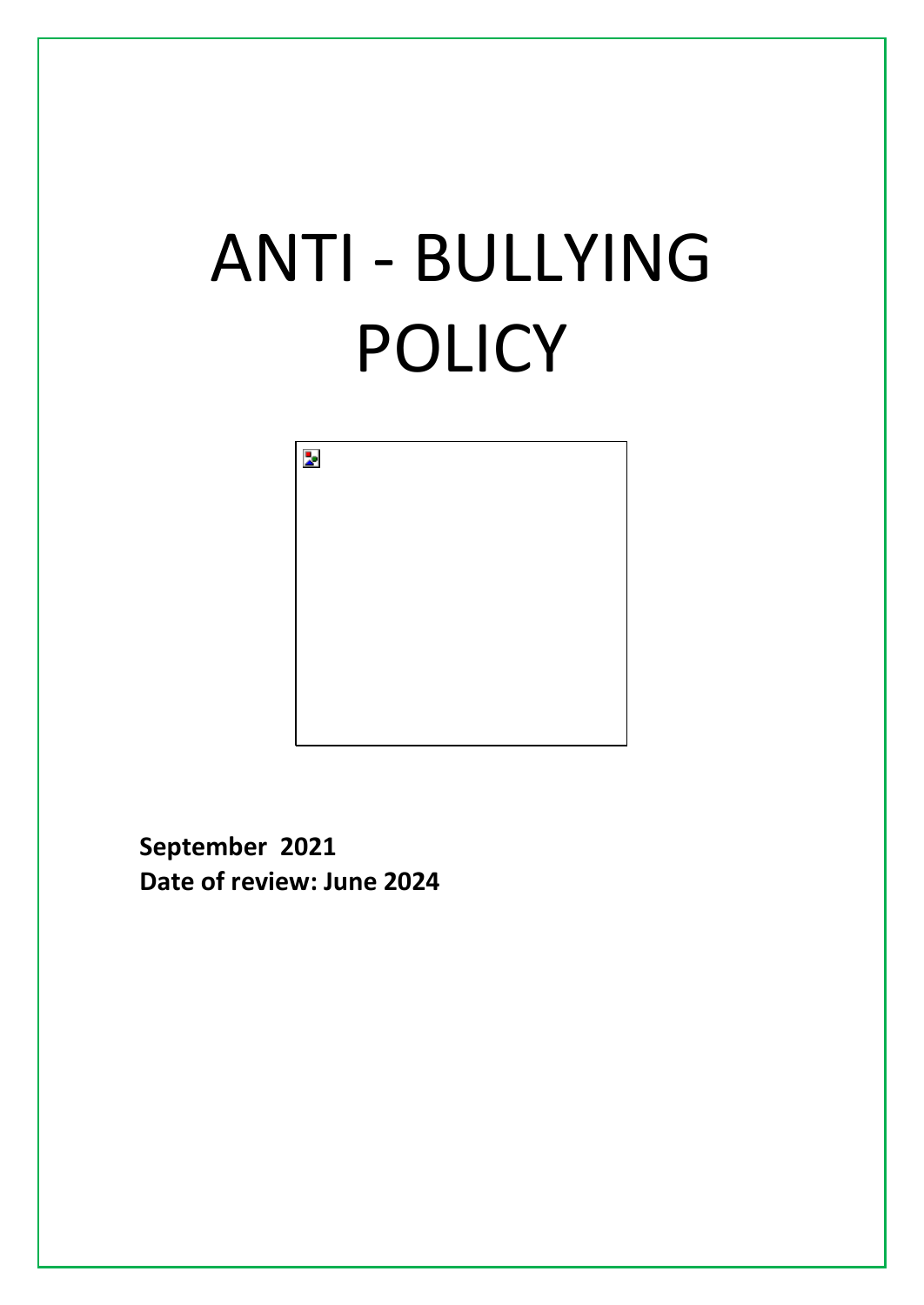# ANTI - BULLYING POLICY

**September 2021**
**Date of review: June 2024**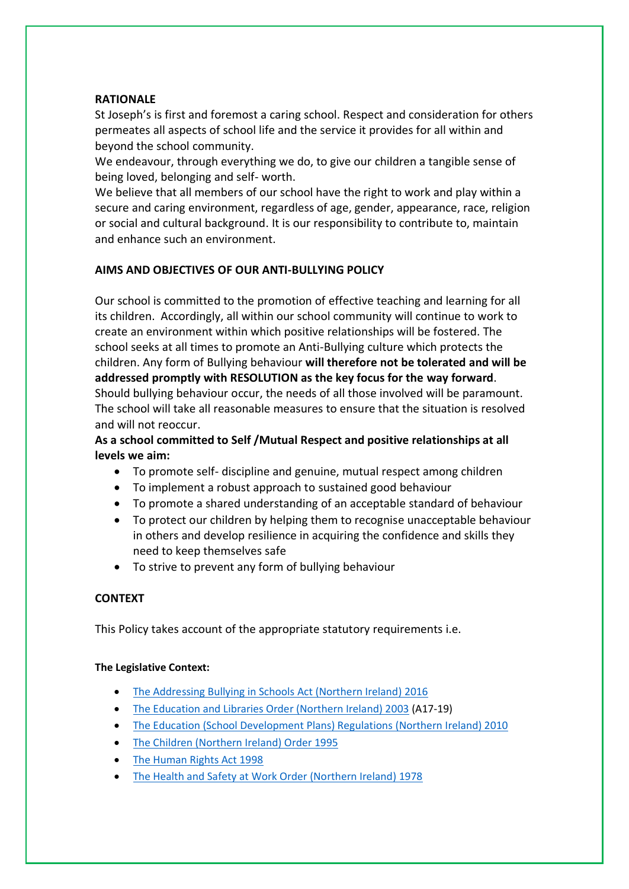## RATIONALE

St Joseph's is first and foremost a caring school. Respect and consideration for others permeates all aspects of school life and the service it provides for all within and beyond the school community.

We endeavour, through everything we do, to give our children a tangible sense of being loved, belonging and self- worth.

We believe that all members of our school have the right to work and play within a secure and caring environment, regardless of age, gender, appearance, race, religion or social and cultural background. It is our responsibility to contribute to, maintain and enhance such an environment.

## AIMS AND OBJECTIVES OF OUR ANTI-BULLYING POLICY

Our school is committed to the promotion of effective teaching and learning for all its children. Accordingly, all within our school community will continue to work to create an environment within which positive relationships will be fostered. The school seeks at all times to promote an Anti-Bullying culture which protects the children. Any form of Bullying behaviour **will therefore not be tolerated and will be addressed promptly with RESOLUTION as the key focus for the way forward**. Should bullying behaviour occur, the needs of all those involved will be paramount. The school will take all reasonable measures to ensure that the situation is resolved and will not reoccur.

**As a school committed to Self /Mutual Respect and positive relationships at all levels we aim:**

- To promote self- discipline and genuine, mutual respect among children
- To implement a robust approach to sustained good behaviour
- To promote a shared understanding of an acceptable standard of behaviour
- To protect our children by helping them to recognise unacceptable behaviour in others and develop resilience in acquiring the confidence and skills they need to keep themselves safe
- To strive to prevent any form of bullying behaviour

## CONTEXT

This Policy takes account of the appropriate statutory requirements i.e.

### The Legislative Context:

- The Addressing Bullying in Schools Act (Northern Ireland) 2016
- The Education and Libraries Order (Northern Ireland) 2003 (A17-19)
- The Education (School Development Plans) Regulations (Northern Ireland) 2010
- The Children (Northern Ireland) Order 1995
- The Human Rights Act 1998
- The Health and Safety at Work Order (Northern Ireland) 1978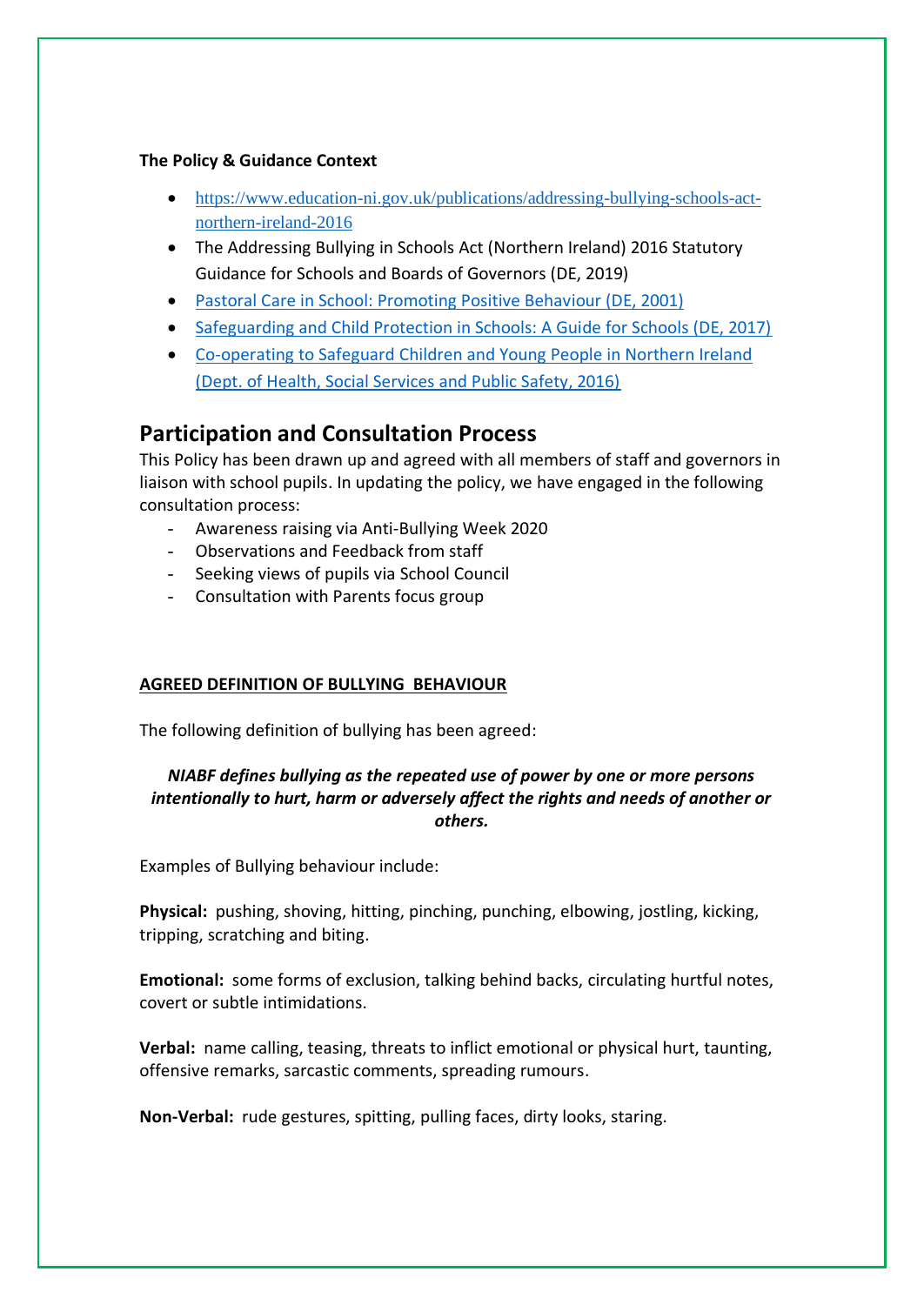**The Policy & Guidance Context**

- https://www.education-ni.gov.uk/publications/addressing-bullying-schools-act-northern-ireland-2016
- The Addressing Bullying in Schools Act (Northern Ireland) 2016 Statutory Guidance for Schools and Boards of Governors (DE, 2019)
- Pastoral Care in School: Promoting Positive Behaviour (DE, 2001)
- Safeguarding and Child Protection in Schools: A Guide for Schools (DE, 2017)
- Co-operating to Safeguard Children and Young People in Northern Ireland (Dept. of Health, Social Services and Public Safety, 2016)

## Participation and Consultation Process

This Policy has been drawn up and agreed with all members of staff and governors in liaison with school pupils. In updating the policy, we have engaged in the following consultation process:

- Awareness raising via Anti-Bullying Week 2020
- Observations and Feedback from staff
- Seeking views of pupils via School Council
- Consultation with Parents focus group

**AGREED DEFINITION OF BULLYING BEHAVIOUR**

The following definition of bullying has been agreed:

***NIABF defines bullying as the repeated use of power by one or more persons intentionally to hurt, harm or adversely affect the rights and needs of another or others.***

Examples of Bullying behaviour include:

**Physical:** pushing, shoving, hitting, pinching, punching, elbowing, jostling, kicking, tripping, scratching and biting.

**Emotional:** some forms of exclusion, talking behind backs, circulating hurtful notes, covert or subtle intimidations.

**Verbal:** name calling, teasing, threats to inflict emotional or physical hurt, taunting, offensive remarks, sarcastic comments, spreading rumours.

**Non-Verbal:** rude gestures, spitting, pulling faces, dirty looks, staring.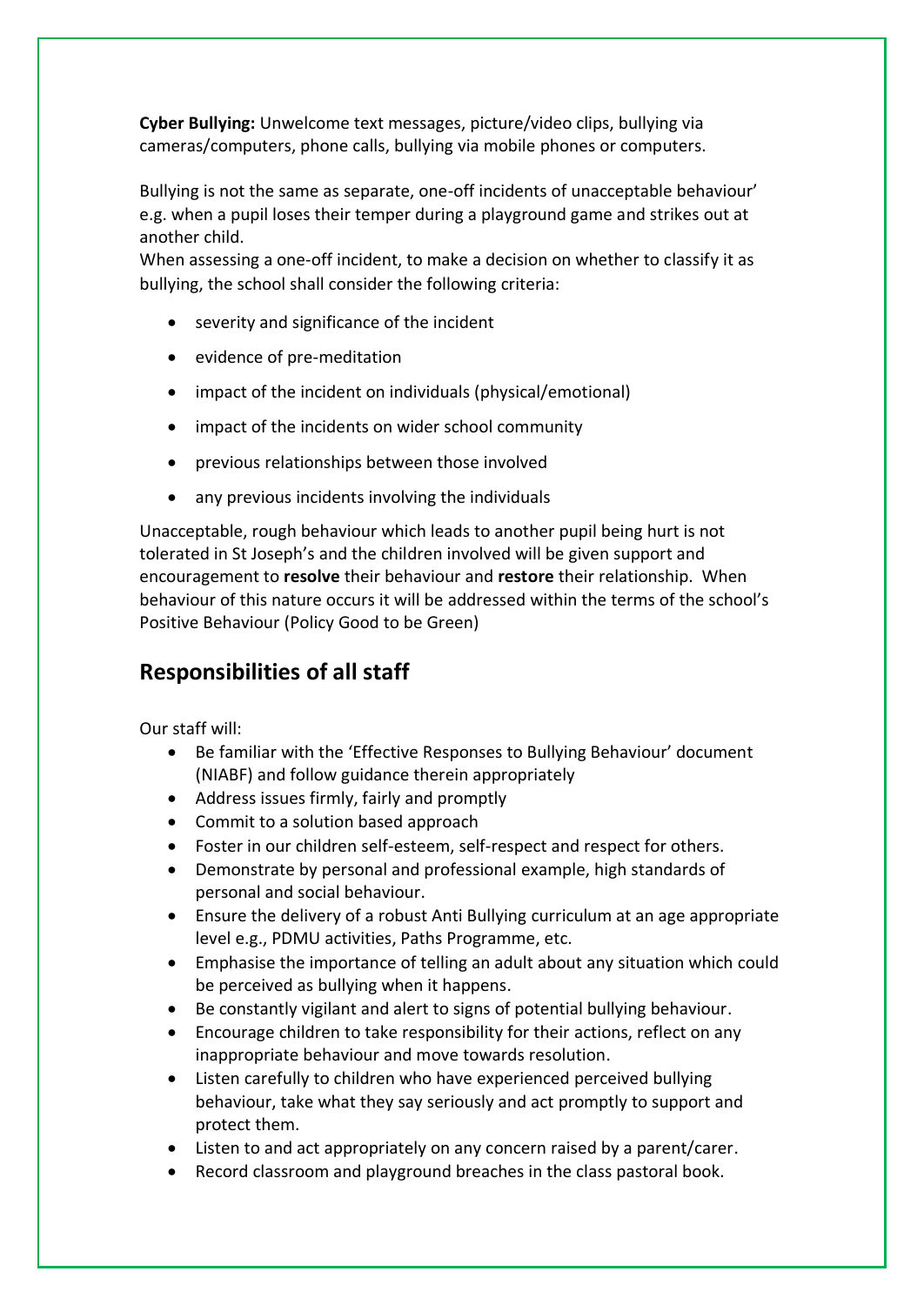**Cyber Bullying:** Unwelcome text messages, picture/video clips, bullying via cameras/computers, phone calls, bullying via mobile phones or computers.

Bullying is not the same as separate, one-off incidents of unacceptable behaviour' e.g. when a pupil loses their temper during a playground game and strikes out at another child.
When assessing a one-off incident, to make a decision on whether to classify it as bullying, the school shall consider the following criteria:

- severity and significance of the incident
- evidence of pre-meditation
- impact of the incident on individuals (physical/emotional)
- impact of the incidents on wider school community
- previous relationships between those involved
- any previous incidents involving the individuals

Unacceptable, rough behaviour which leads to another pupil being hurt is not tolerated in St Joseph's and the children involved will be given support and encouragement to **resolve** their behaviour and **restore** their relationship. When behaviour of this nature occurs it will be addressed within the terms of the school's Positive Behaviour (Policy Good to be Green)

## Responsibilities of all staff

Our staff will:

- Be familiar with the 'Effective Responses to Bullying Behaviour' document (NIABF) and follow guidance therein appropriately
- Address issues firmly, fairly and promptly
- Commit to a solution based approach
- Foster in our children self-esteem, self-respect and respect for others.
- Demonstrate by personal and professional example, high standards of personal and social behaviour.
- Ensure the delivery of a robust Anti Bullying curriculum at an age appropriate level e.g., PDMU activities, Paths Programme, etc.
- Emphasise the importance of telling an adult about any situation which could be perceived as bullying when it happens.
- Be constantly vigilant and alert to signs of potential bullying behaviour.
- Encourage children to take responsibility for their actions, reflect on any inappropriate behaviour and move towards resolution.
- Listen carefully to children who have experienced perceived bullying behaviour, take what they say seriously and act promptly to support and protect them.
- Listen to and act appropriately on any concern raised by a parent/carer.
- Record classroom and playground breaches in the class pastoral book.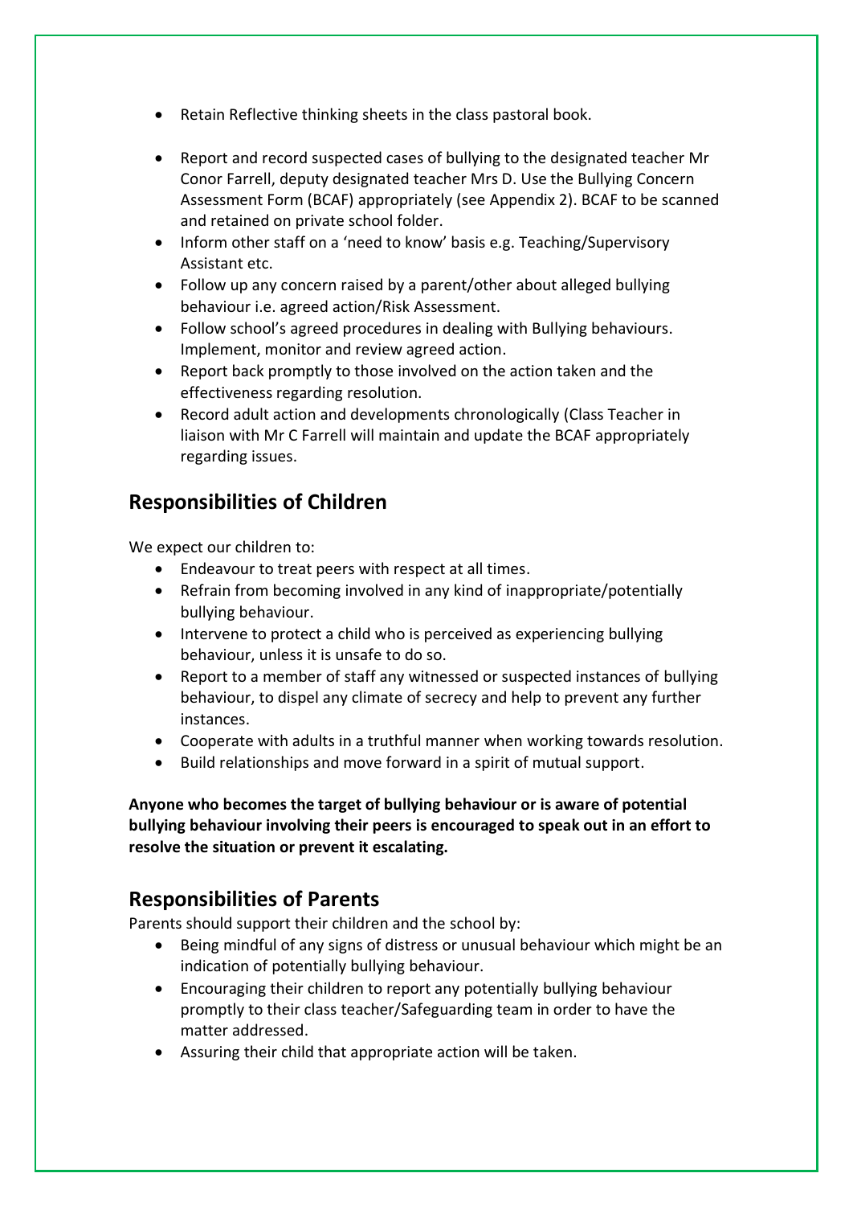- Retain Reflective thinking sheets in the class pastoral book.

- Report and record suspected cases of bullying to the designated teacher Mr Conor Farrell, deputy designated teacher Mrs D. Use the Bullying Concern Assessment Form (BCAF) appropriately (see Appendix 2). BCAF to be scanned and retained on private school folder.
- Inform other staff on a 'need to know' basis e.g. Teaching/Supervisory Assistant etc.
- Follow up any concern raised by a parent/other about alleged bullying behaviour i.e. agreed action/Risk Assessment.
- Follow school's agreed procedures in dealing with Bullying behaviours. Implement, monitor and review agreed action.
- Report back promptly to those involved on the action taken and the effectiveness regarding resolution.
- Record adult action and developments chronologically (Class Teacher in liaison with Mr C Farrell will maintain and update the BCAF appropriately regarding issues.

## Responsibilities of Children

We expect our children to:

- Endeavour to treat peers with respect at all times.
- Refrain from becoming involved in any kind of inappropriate/potentially bullying behaviour.
- Intervene to protect a child who is perceived as experiencing bullying behaviour, unless it is unsafe to do so.
- Report to a member of staff any witnessed or suspected instances of bullying behaviour, to dispel any climate of secrecy and help to prevent any further instances.
- Cooperate with adults in a truthful manner when working towards resolution.
- Build relationships and move forward in a spirit of mutual support.

**Anyone who becomes the target of bullying behaviour or is aware of potential bullying behaviour involving their peers is encouraged to speak out in an effort to resolve the situation or prevent it escalating.**

## Responsibilities of Parents

Parents should support their children and the school by:

- Being mindful of any signs of distress or unusual behaviour which might be an indication of potentially bullying behaviour.
- Encouraging their children to report any potentially bullying behaviour promptly to their class teacher/Safeguarding team in order to have the matter addressed.
- Assuring their child that appropriate action will be taken.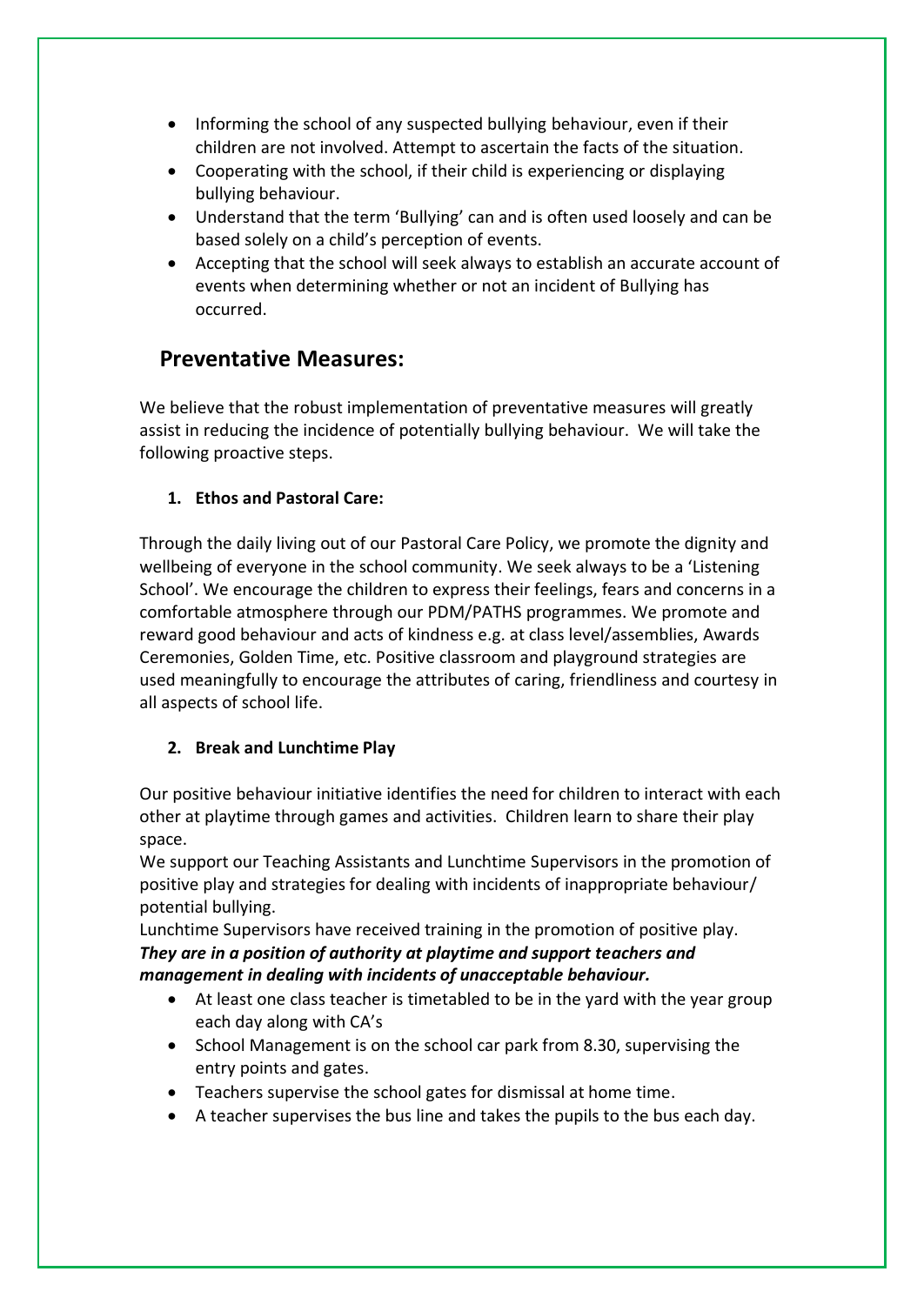- Informing the school of any suspected bullying behaviour, even if their children are not involved. Attempt to ascertain the facts of the situation.
- Cooperating with the school, if their child is experiencing or displaying bullying behaviour.
- Understand that the term 'Bullying' can and is often used loosely and can be based solely on a child's perception of events.
- Accepting that the school will seek always to establish an accurate account of events when determining whether or not an incident of Bullying has occurred.

## Preventative Measures:

We believe that the robust implementation of preventative measures will greatly assist in reducing the incidence of potentially bullying behaviour. We will take the following proactive steps.

### 1. Ethos and Pastoral Care:

Through the daily living out of our Pastoral Care Policy, we promote the dignity and wellbeing of everyone in the school community. We seek always to be a 'Listening School'. We encourage the children to express their feelings, fears and concerns in a comfortable atmosphere through our PDM/PATHS programmes. We promote and reward good behaviour and acts of kindness e.g. at class level/assemblies, Awards Ceremonies, Golden Time, etc. Positive classroom and playground strategies are used meaningfully to encourage the attributes of caring, friendliness and courtesy in all aspects of school life.

### 2. Break and Lunchtime Play

Our positive behaviour initiative identifies the need for children to interact with each other at playtime through games and activities. Children learn to share their play space.

We support our Teaching Assistants and Lunchtime Supervisors in the promotion of positive play and strategies for dealing with incidents of inappropriate behaviour/ potential bullying.

Lunchtime Supervisors have received training in the promotion of positive play. ***They are in a position of authority at playtime and support teachers and management in dealing with incidents of unacceptable behaviour.***

- At least one class teacher is timetabled to be in the yard with the year group each day along with CA's
- School Management is on the school car park from 8.30, supervising the entry points and gates.
- Teachers supervise the school gates for dismissal at home time.
- A teacher supervises the bus line and takes the pupils to the bus each day.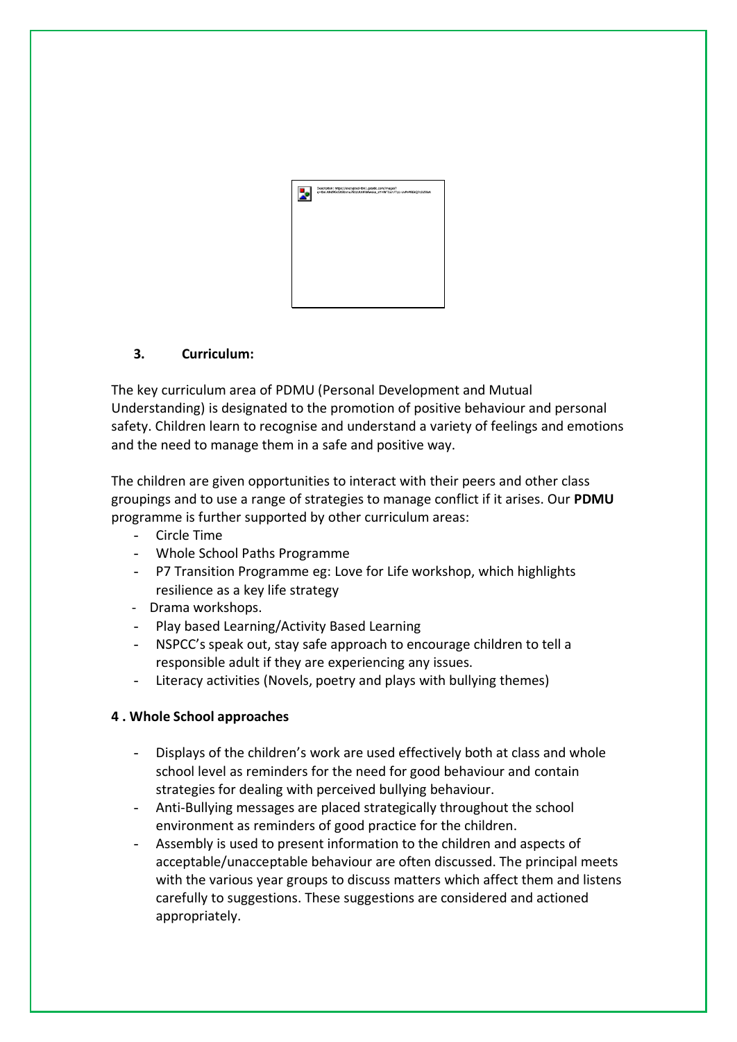## 3. Curriculum:

The key curriculum area of PDMU (Personal Development and Mutual Understanding) is designated to the promotion of positive behaviour and personal safety. Children learn to recognise and understand a variety of feelings and emotions and the need to manage them in a safe and positive way.

The children are given opportunities to interact with their peers and other class groupings and to use a range of strategies to manage conflict if it arises. Our **PDMU** programme is further supported by other curriculum areas:

- Circle Time
- Whole School Paths Programme
- P7 Transition Programme eg: Love for Life workshop, which highlights resilience as a key life strategy
- Drama workshops.
- Play based Learning/Activity Based Learning
- NSPCC's speak out, stay safe approach to encourage children to tell a responsible adult if they are experiencing any issues.
- Literacy activities (Novels, poetry and plays with bullying themes)

## 4 . Whole School approaches

- Displays of the children's work are used effectively both at class and whole school level as reminders for the need for good behaviour and contain strategies for dealing with perceived bullying behaviour.
- Anti-Bullying messages are placed strategically throughout the school environment as reminders of good practice for the children.
- Assembly is used to present information to the children and aspects of acceptable/unacceptable behaviour are often discussed. The principal meets with the various year groups to discuss matters which affect them and listens carefully to suggestions. These suggestions are considered and actioned appropriately.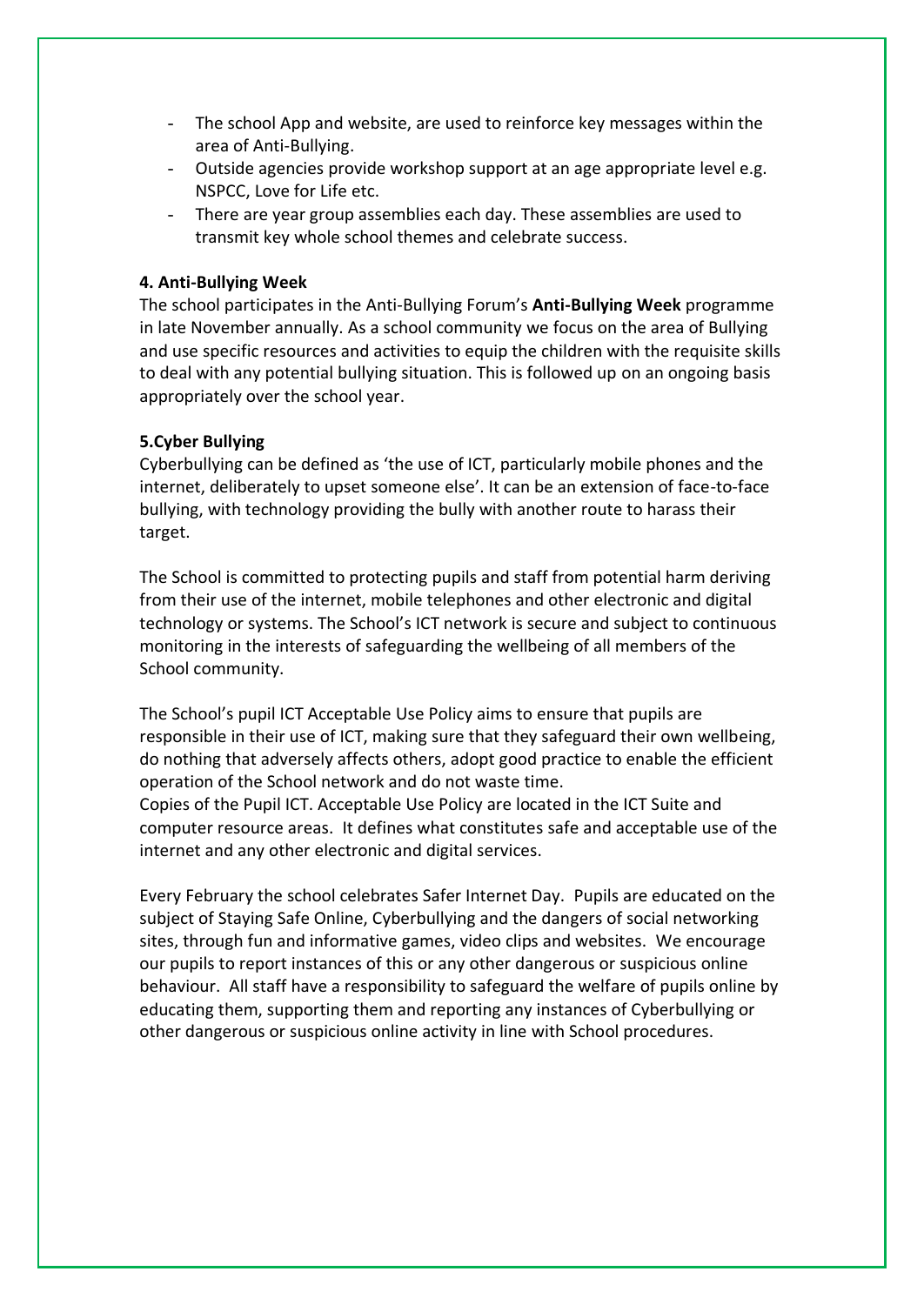- The school App and website, are used to reinforce key messages within the area of Anti-Bullying.
- Outside agencies provide workshop support at an age appropriate level e.g. NSPCC, Love for Life etc.
- There are year group assemblies each day. These assemblies are used to transmit key whole school themes and celebrate success.

**4. Anti-Bullying Week**

The school participates in the Anti-Bullying Forum's **Anti-Bullying Week** programme in late November annually. As a school community we focus on the area of Bullying and use specific resources and activities to equip the children with the requisite skills to deal with any potential bullying situation. This is followed up on an ongoing basis appropriately over the school year.

**5.Cyber Bullying**

Cyberbullying can be defined as 'the use of ICT, particularly mobile phones and the internet, deliberately to upset someone else'. It can be an extension of face-to-face bullying, with technology providing the bully with another route to harass their target.

The School is committed to protecting pupils and staff from potential harm deriving from their use of the internet, mobile telephones and other electronic and digital technology or systems. The School's ICT network is secure and subject to continuous monitoring in the interests of safeguarding the wellbeing of all members of the School community.

The School's pupil ICT Acceptable Use Policy aims to ensure that pupils are responsible in their use of ICT, making sure that they safeguard their own wellbeing, do nothing that adversely affects others, adopt good practice to enable the efficient operation of the School network and do not waste time.
Copies of the Pupil ICT. Acceptable Use Policy are located in the ICT Suite and computer resource areas. It defines what constitutes safe and acceptable use of the internet and any other electronic and digital services.

Every February the school celebrates Safer Internet Day. Pupils are educated on the subject of Staying Safe Online, Cyberbullying and the dangers of social networking sites, through fun and informative games, video clips and websites. We encourage our pupils to report instances of this or any other dangerous or suspicious online behaviour. All staff have a responsibility to safeguard the welfare of pupils online by educating them, supporting them and reporting any instances of Cyberbullying or other dangerous or suspicious online activity in line with School procedures.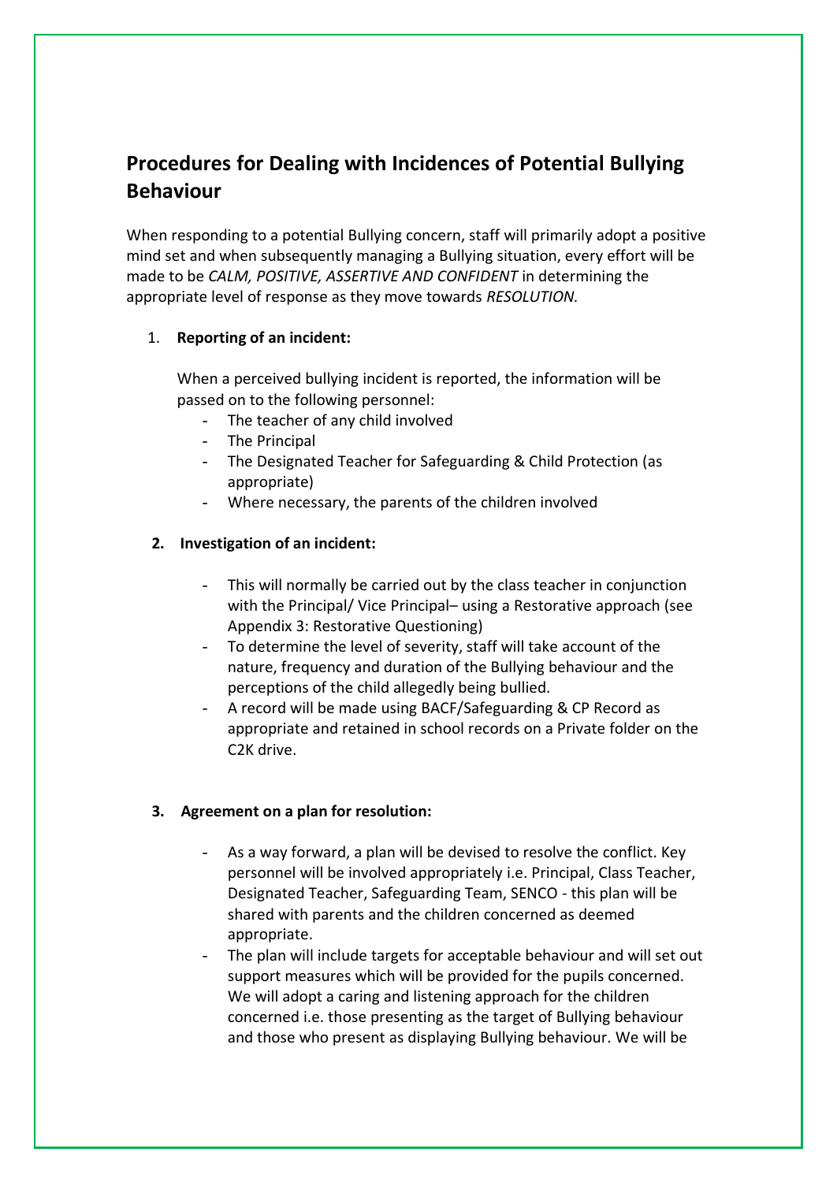## Procedures for Dealing with Incidences of Potential Bullying Behaviour

When responding to a potential Bullying concern, staff will primarily adopt a positive mind set and when subsequently managing a Bullying situation, every effort will be made to be *CALM, POSITIVE, ASSERTIVE AND CONFIDENT* in determining the appropriate level of response as they move towards *RESOLUTION.*

1. **Reporting of an incident:**

   When a perceived bullying incident is reported, the information will be passed on to the following personnel:
   - The teacher of any child involved
   - The Principal
   - The Designated Teacher for Safeguarding & Child Protection (as appropriate)
   - Where necessary, the parents of the children involved

2. **Investigation of an incident:**
   - This will normally be carried out by the class teacher in conjunction with the Principal/ Vice Principal– using a Restorative approach (see Appendix 3: Restorative Questioning)
   - To determine the level of severity, staff will take account of the nature, frequency and duration of the Bullying behaviour and the perceptions of the child allegedly being bullied.
   - A record will be made using BACF/Safeguarding & CP Record as appropriate and retained in school records on a Private folder on the C2K drive.

3. **Agreement on a plan for resolution:**
   - As a way forward, a plan will be devised to resolve the conflict. Key personnel will be involved appropriately i.e. Principal, Class Teacher, Designated Teacher, Safeguarding Team, SENCO - this plan will be shared with parents and the children concerned as deemed appropriate.
   - The plan will include targets for acceptable behaviour and will set out support measures which will be provided for the pupils concerned. We will adopt a caring and listening approach for the children concerned i.e. those presenting as the target of Bullying behaviour and those who present as displaying Bullying behaviour. We will be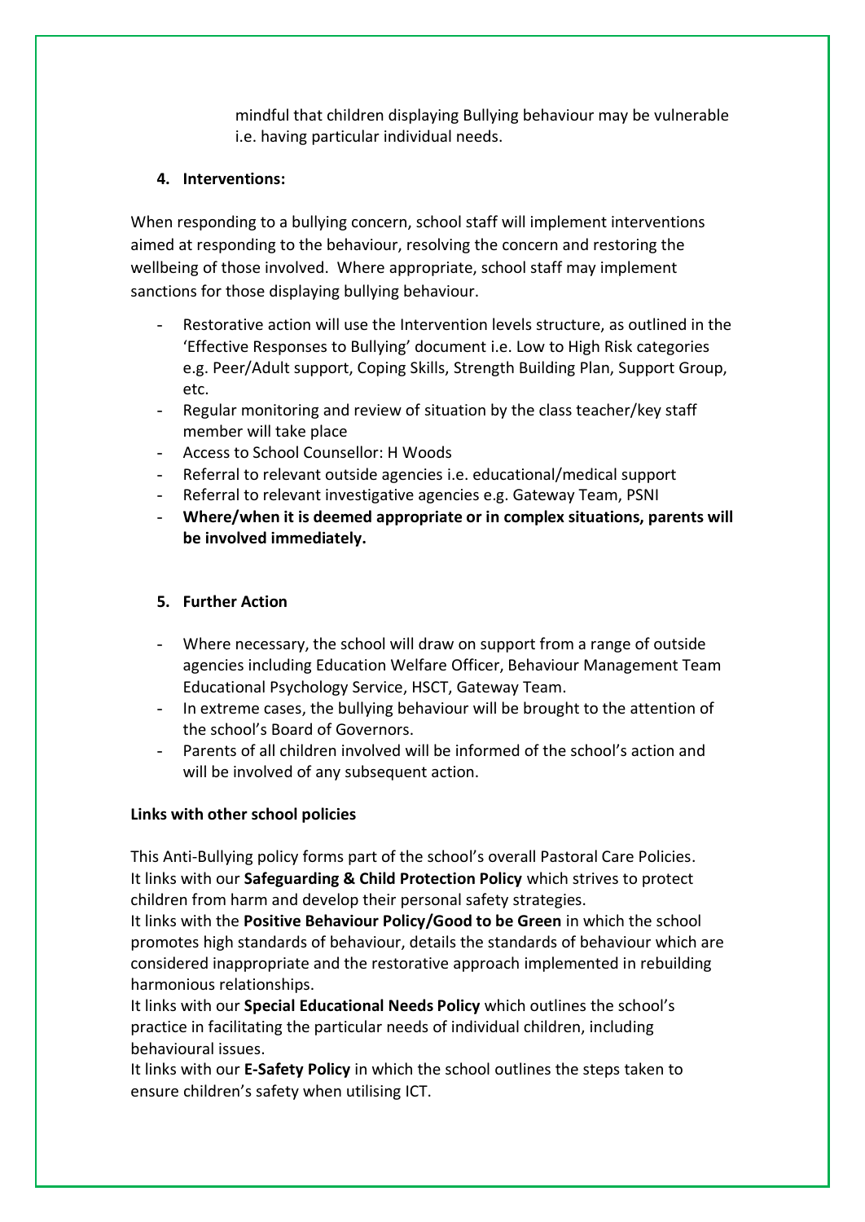mindful that children displaying Bullying behaviour may be vulnerable i.e. having particular individual needs.

**4. Interventions:**

When responding to a bullying concern, school staff will implement interventions aimed at responding to the behaviour, resolving the concern and restoring the wellbeing of those involved. Where appropriate, school staff may implement sanctions for those displaying bullying behaviour.

- Restorative action will use the Intervention levels structure, as outlined in the 'Effective Responses to Bullying' document i.e. Low to High Risk categories e.g. Peer/Adult support, Coping Skills, Strength Building Plan, Support Group, etc.
- Regular monitoring and review of situation by the class teacher/key staff member will take place
- Access to School Counsellor: H Woods
- Referral to relevant outside agencies i.e. educational/medical support
- Referral to relevant investigative agencies e.g. Gateway Team, PSNI
- **Where/when it is deemed appropriate or in complex situations, parents will be involved immediately.**

**5. Further Action**

- Where necessary, the school will draw on support from a range of outside agencies including Education Welfare Officer, Behaviour Management Team Educational Psychology Service, HSCT, Gateway Team.
- In extreme cases, the bullying behaviour will be brought to the attention of the school's Board of Governors.
- Parents of all children involved will be informed of the school's action and will be involved of any subsequent action.

**Links with other school policies**

This Anti-Bullying policy forms part of the school's overall Pastoral Care Policies.
It links with our **Safeguarding & Child Protection Policy** which strives to protect children from harm and develop their personal safety strategies.
It links with the **Positive Behaviour Policy/Good to be Green** in which the school promotes high standards of behaviour, details the standards of behaviour which are considered inappropriate and the restorative approach implemented in rebuilding harmonious relationships.
It links with our **Special Educational Needs Policy** which outlines the school's practice in facilitating the particular needs of individual children, including behavioural issues.
It links with our **E-Safety Policy** in which the school outlines the steps taken to ensure children's safety when utilising ICT.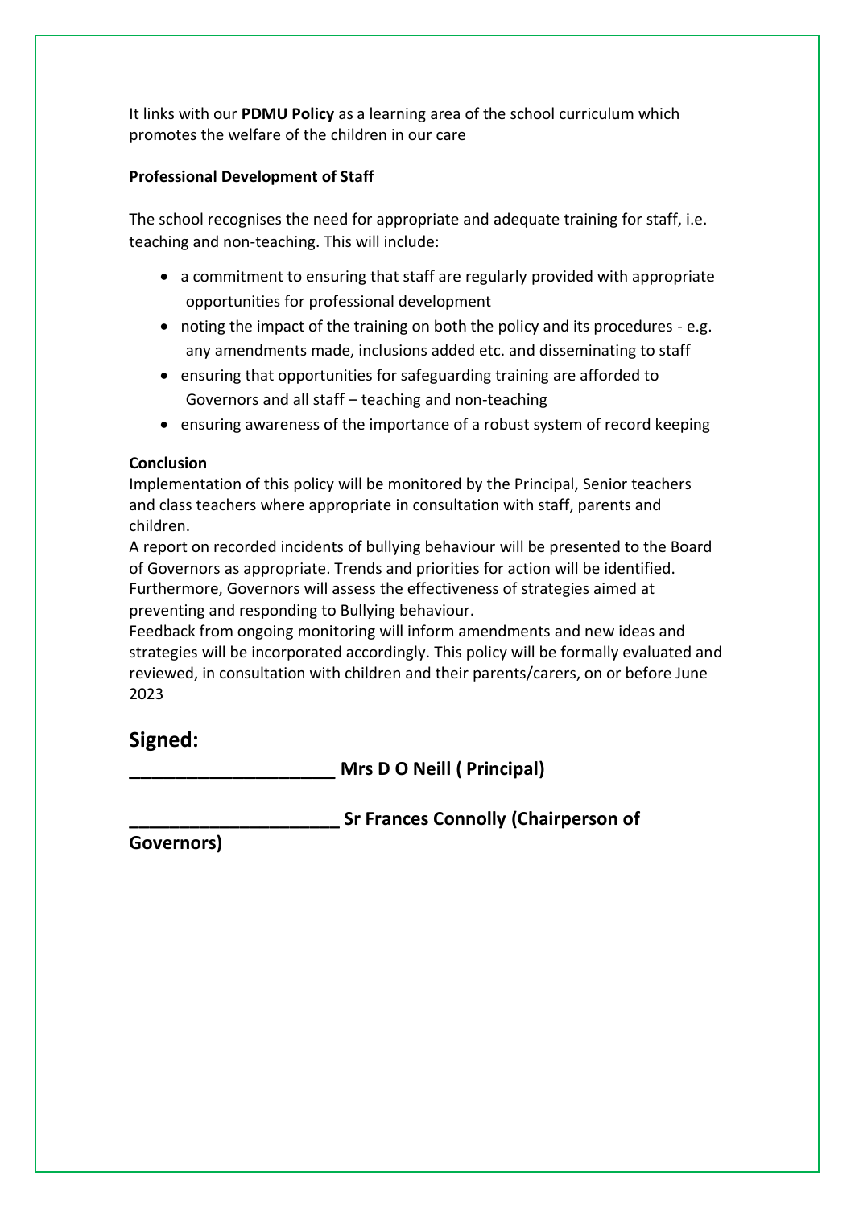It links with our **PDMU Policy** as a learning area of the school curriculum which promotes the welfare of the children in our care

**Professional Development of Staff**

The school recognises the need for appropriate and adequate training for staff, i.e. teaching and non-teaching. This will include:

- a commitment to ensuring that staff are regularly provided with appropriate opportunities for professional development
- noting the impact of the training on both the policy and its procedures - e.g. any amendments made, inclusions added etc. and disseminating to staff
- ensuring that opportunities for safeguarding training are afforded to Governors and all staff – teaching and non-teaching
- ensuring awareness of the importance of a robust system of record keeping

**Conclusion**

Implementation of this policy will be monitored by the Principal, Senior teachers and class teachers where appropriate in consultation with staff, parents and children.

A report on recorded incidents of bullying behaviour will be presented to the Board of Governors as appropriate. Trends and priorities for action will be identified. Furthermore, Governors will assess the effectiveness of strategies aimed at preventing and responding to Bullying behaviour.

Feedback from ongoing monitoring will inform amendments and new ideas and strategies will be incorporated accordingly. This policy will be formally evaluated and reviewed, in consultation with children and their parents/carers, on or before June 2023

## Signed:

**____________________ Mrs D O Neill ( Principal)**

**_____________________ Sr Frances Connolly (Chairperson of Governors)**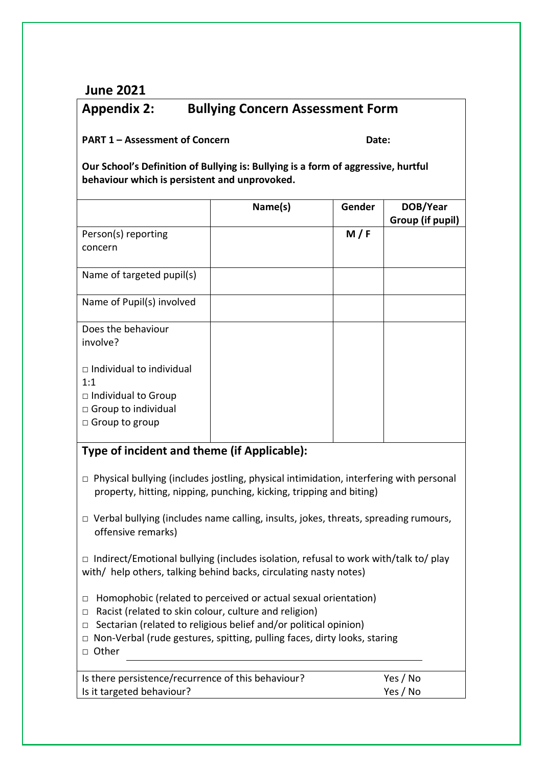**June 2021**

## Appendix 2: Bullying Concern Assessment Form

**PART 1 – Assessment of Concern** **Date:**

**Our School's Definition of Bullying is: Bullying is a form of aggressive, hurtful behaviour which is persistent and unprovoked.**

| | Name(s) | Gender | DOB/Year Group (if pupil) |
|---|---|---|---|
| Person(s) reporting concern | | M / F | |
| Name of targeted pupil(s) | | | |
| Name of Pupil(s) involved | | | |
| Does the behaviour involve?<br><br>□ Individual to individual 1:1<br>□ Individual to Group<br>□ Group to individual<br>□ Group to group | | | |

### Type of incident and theme (if Applicable):

□ Physical bullying (includes jostling, physical intimidation, interfering with personal property, hitting, nipping, punching, kicking, tripping and biting)

□ Verbal bullying (includes name calling, insults, jokes, threats, spreading rumours, offensive remarks)

□ Indirect/Emotional bullying (includes isolation, refusal to work with/talk to/ play with/ help others, talking behind backs, circulating nasty notes)

□ Homophobic (related to perceived or actual sexual orientation)
□ Racist (related to skin colour, culture and religion)
□ Sectarian (related to religious belief and/or political opinion)
□ Non-Verbal (rude gestures, spitting, pulling faces, dirty looks, staring
□ Other ____________________

| | |
|---|---|
| Is there persistence/recurrence of this behaviour? | Yes / No |
| Is it targeted behaviour? | Yes / No |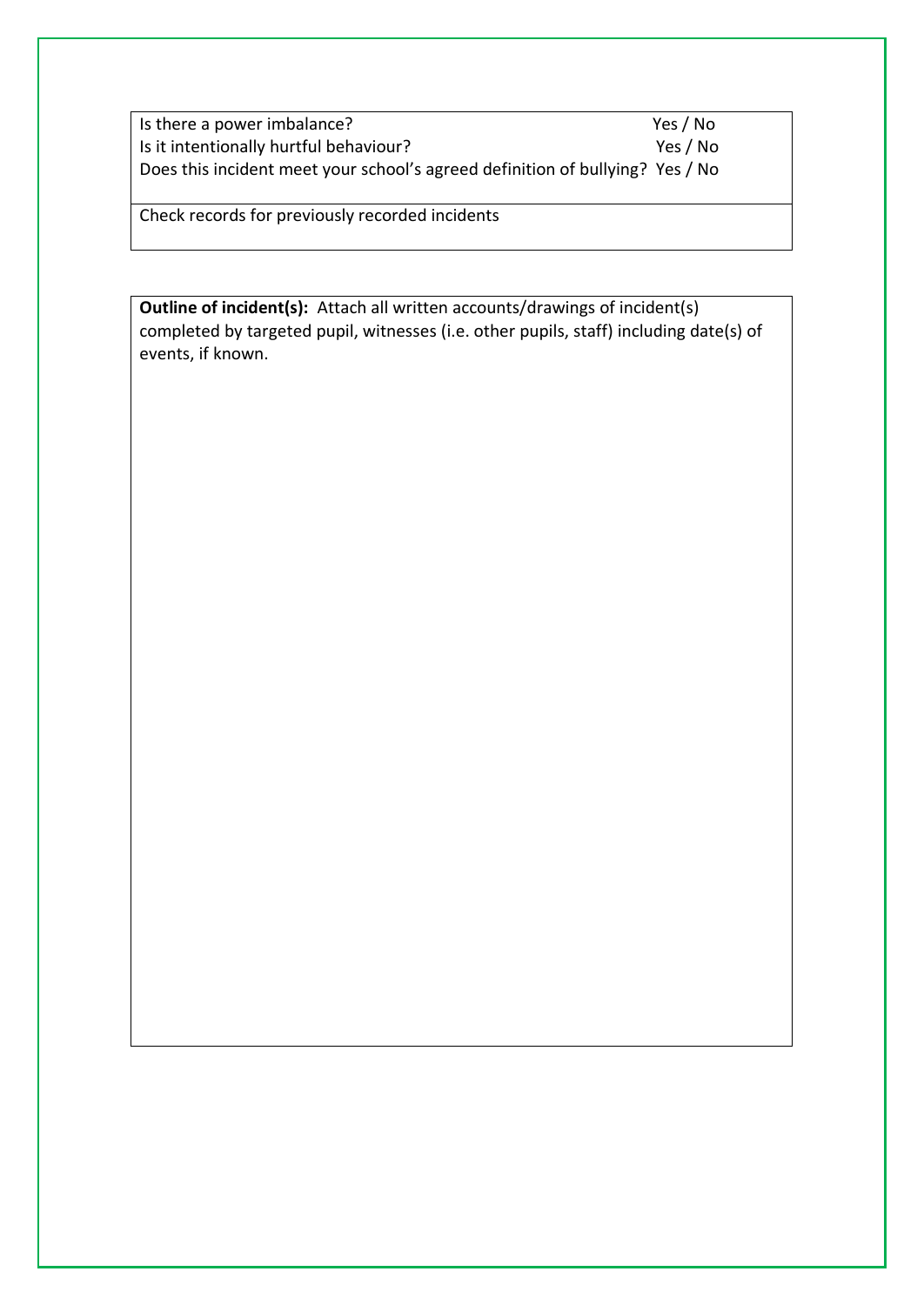| | |
|---|---|
| Is there a power imbalance? | Yes / No |
| Is it intentionally hurtful behaviour? | Yes / No |
| Does this incident meet your school's agreed definition of bullying? | Yes / No |
| Check records for previously recorded incidents | |

**Outline of incident(s):** Attach all written accounts/drawings of incident(s) completed by targeted pupil, witnesses (i.e. other pupils, staff) including date(s) of events, if known.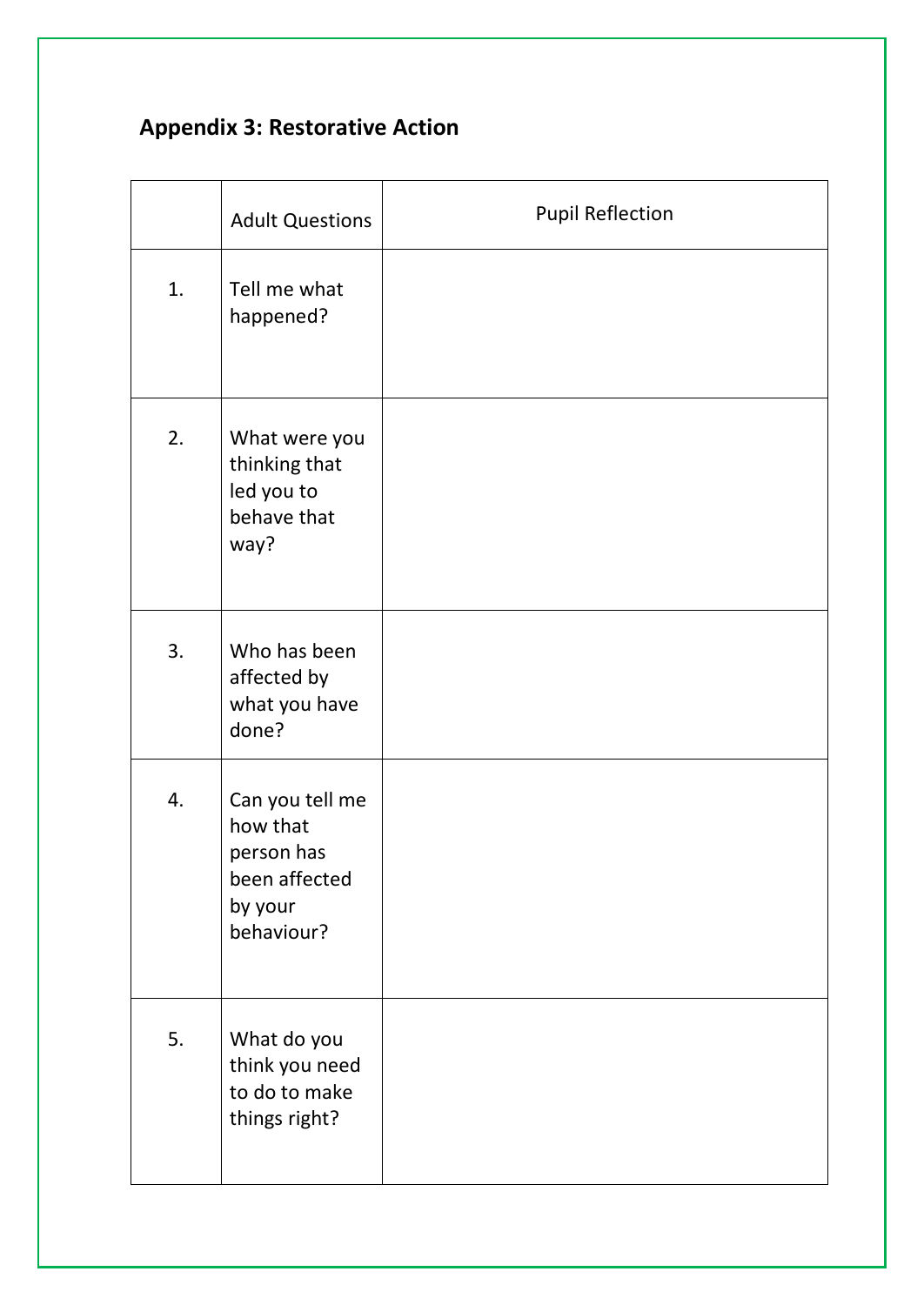## Appendix 3: Restorative Action

| | Adult Questions | Pupil Reflection |
|---|---|---|
| 1. | Tell me what happened? | |
| 2. | What were you thinking that led you to behave that way? | |
| 3. | Who has been affected by what you have done? | |
| 4. | Can you tell me how that person has been affected by your behaviour? | |
| 5. | What do you think you need to do to make things right? | |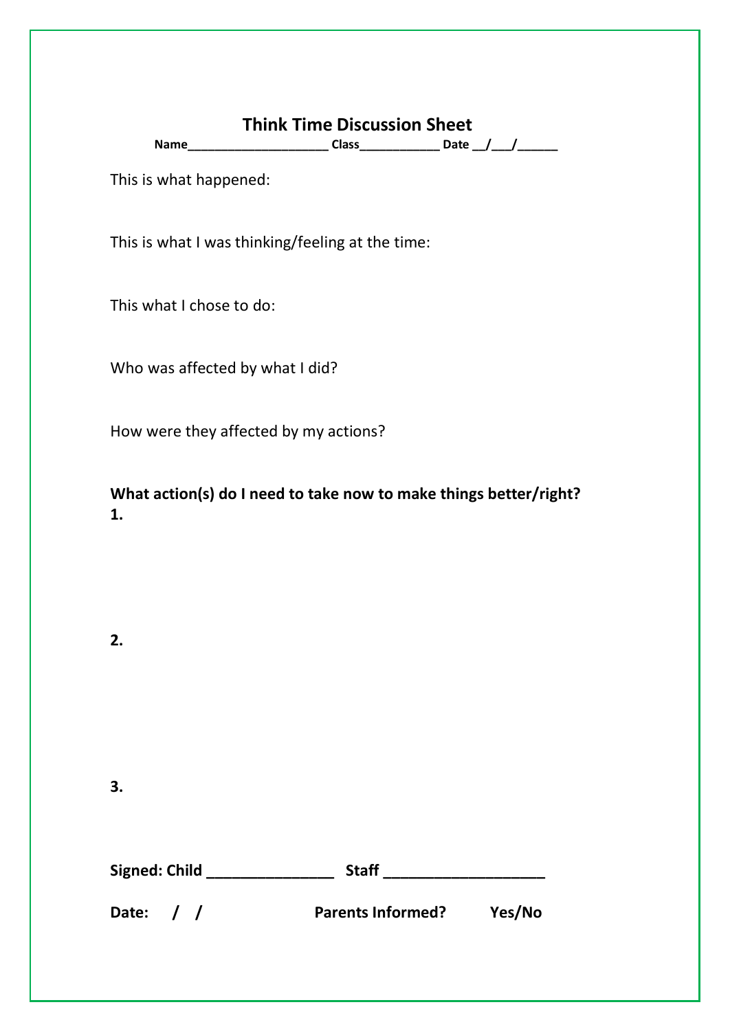# Think Time Discussion Sheet

**Name____________________ Class___________ Date __/___/______**

This is what happened:

This is what I was thinking/feeling at the time:

This what I chose to do:

Who was affected by what I did?

How were they affected by my actions?

**What action(s) do I need to take now to make things better/right?**

**1.**

**2.**

**3.**

**Signed: Child _______________ Staff ___________________**

**Date: / /** **Parents Informed? Yes/No**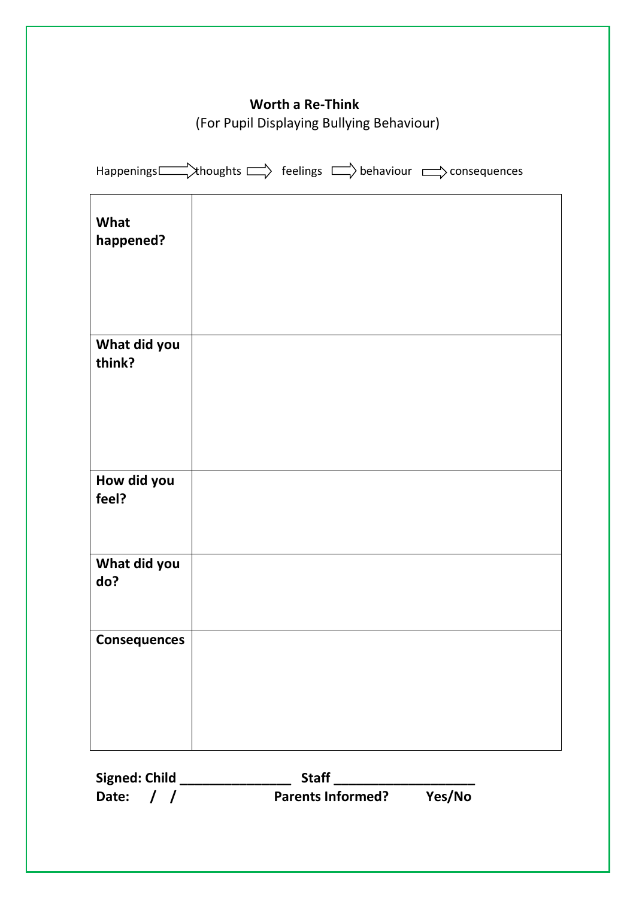**Worth a Re-Think**

(For Pupil Displaying Bullying Behaviour)

Happenings ⟹ thoughts ⟹ feelings ⟹ behaviour ⟹ consequences

| | |
|---|---|
| **What happened?** | |
| **What did you think?** | |
| **How did you feel?** | |
| **What did you do?** | |
| **Consequences** | |

**Signed: Child _______________ Staff ___________________**

**Date: / / Parents Informed? Yes/No**